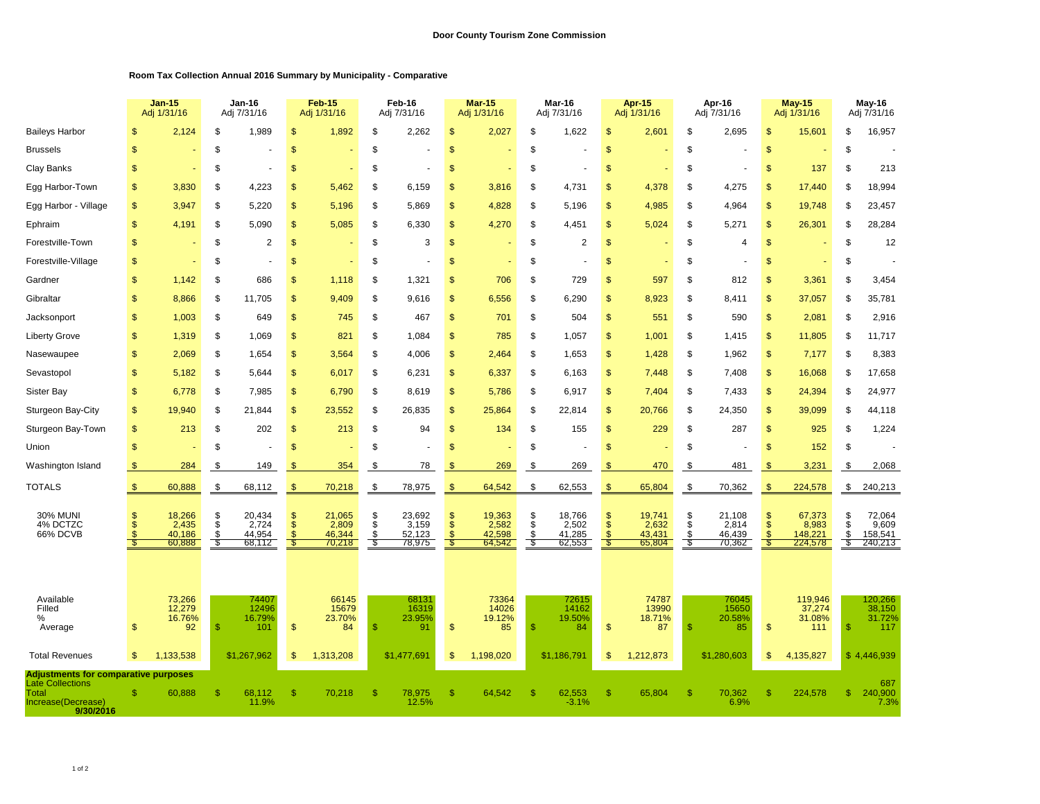**Door County Tourism Zone Commission**

**Room Tax Collection Annual 2016 Summary by Municipality - Comparative**

| | Jan-15 Adj 1/31/16 | Jan-16 Adj 7/31/16 | Feb-15 Adj 1/31/16 | Feb-16 Adj 7/31/16 | Mar-15 Adj 1/31/16 | Mar-16 Adj 7/31/16 | Apr-15 Adj 1/31/16 | Apr-16 Adj 7/31/16 | May-15 Adj 1/31/16 | May-16 Adj 7/31/16 |
|---|---|---|---|---|---|---|---|---|---|---|
| Baileys Harbor | $ 2,124 | $ 1,989 | $ 1,892 | $ 2,262 | $ 2,027 | $ 1,622 | $ 2,601 | $ 2,695 | $ 15,601 | $ 16,957 |
| Brussels | $ - | $ - | $ - | $ - | $ - | $ - | $ - | $ - | $ - | $ - |
| Clay Banks | $ - | $ - | $ - | $ - | $ - | $ - | $ - | $ - | $ 137 | $ 213 |
| Egg Harbor-Town | $ 3,830 | $ 4,223 | $ 5,462 | $ 6,159 | $ 3,816 | $ 4,731 | $ 4,378 | $ 4,275 | $ 17,440 | $ 18,994 |
| Egg Harbor - Village | $ 3,947 | $ 5,220 | $ 5,196 | $ 5,869 | $ 4,828 | $ 5,196 | $ 4,985 | $ 4,964 | $ 19,748 | $ 23,457 |
| Ephraim | $ 4,191 | $ 5,090 | $ 5,085 | $ 6,330 | $ 4,270 | $ 4,451 | $ 5,024 | $ 5,271 | $ 26,301 | $ 28,284 |
| Forestville-Town | $ - | $ 2 | $ - | $ 3 | $ - | $ 2 | $ - | $ 4 | $ - | $ 12 |
| Forestville-Village | $ - | $ - | $ - | $ - | $ - | $ - | $ - | $ - | $ - | $ - |
| Gardner | $ 1,142 | $ 686 | $ 1,118 | $ 1,321 | $ 706 | $ 729 | $ 597 | $ 812 | $ 3,361 | $ 3,454 |
| Gibraltar | $ 8,866 | $ 11,705 | $ 9,409 | $ 9,616 | $ 6,556 | $ 6,290 | $ 8,923 | $ 8,411 | $ 37,057 | $ 35,781 |
| Jacksonport | $ 1,003 | $ 649 | $ 745 | $ 467 | $ 701 | $ 504 | $ 551 | $ 590 | $ 2,081 | $ 2,916 |
| Liberty Grove | $ 1,319 | $ 1,069 | $ 821 | $ 1,084 | $ 785 | $ 1,057 | $ 1,001 | $ 1,415 | $ 11,805 | $ 11,717 |
| Nasewaupee | $ 2,069 | $ 1,654 | $ 3,564 | $ 4,006 | $ 2,464 | $ 1,653 | $ 1,428 | $ 1,962 | $ 7,177 | $ 8,383 |
| Sevastopol | $ 5,182 | $ 5,644 | $ 6,017 | $ 6,231 | $ 6,337 | $ 6,163 | $ 7,448 | $ 7,408 | $ 16,068 | $ 17,658 |
| Sister Bay | $ 6,778 | $ 7,985 | $ 6,790 | $ 8,619 | $ 5,786 | $ 6,917 | $ 7,404 | $ 7,433 | $ 24,394 | $ 24,977 |
| Sturgeon Bay-City | $ 19,940 | $ 21,844 | $ 23,552 | $ 26,835 | $ 25,864 | $ 22,814 | $ 20,766 | $ 24,350 | $ 39,099 | $ 44,118 |
| Sturgeon Bay-Town | $ 213 | $ 202 | $ 213 | $ 94 | $ 134 | $ 155 | $ 229 | $ 287 | $ 925 | $ 1,224 |
| Union | $ - | $ - | $ - | $ - | $ - | $ - | $ - | $ - | $ 152 | $ - |
| Washington Island | $ 284 | $ 149 | $ 354 | $ 78 | $ 269 | $ 269 | $ 470 | $ 481 | $ 3,231 | $ 2,068 |
| TOTALS | $ 60,888 | $ 68,112 | $ 70,218 | $ 78,975 | $ 64,542 | $ 62,553 | $ 65,804 | $ 70,362 | $ 224,578 | $ 240,213 |
| 30% MUNI | $ 18,266 | $ 20,434 | $ 21,065 | $ 23,692 | $ 19,363 | $ 18,766 | $ 19,741 | $ 21,108 | $ 67,373 | $ 72,064 |
| 4% DCTZC | $ 2,435 | $ 2,724 | $ 2,809 | $ 3,159 | $ 2,582 | $ 2,502 | $ 2,632 | $ 2,814 | $ 8,983 | $ 9,609 |
| 66% DCVB | $ 40,186 | $ 44,954 | $ 46,344 | $ 52,123 | $ 42,598 | $ 41,285 | $ 43,431 | $ 46,439 | $ 148,221 | $ 158,541 |
| | $ 60,888 | $ 68,112 | $ 70,218 | $ 78,975 | $ 64,542 | $ 62,553 | $ 65,804 | $ 70,362 | $ 224,578 | $ 240,213 |
| Available | 73,266 | 74407 | 66145 | 68131 | 73364 | 72615 | 74787 | 76045 | 119,946 | 120,266 |
| Filled | 12,279 | 12496 | 15679 | 16319 | 14026 | 14162 | 13990 | 15650 | 37,274 | 38,150 |
| % | 16.76% | 16.79% | 23.70% | 23.95% | 19.12% | 19.50% | 18.71% | 20.58% | 31.08% | 31.72% |
| Average | $ 92 | $ 101 | $ 84 | $ 91 | $ 85 | $ 84 | $ 87 | $ 85 | $ 111 | $ 117 |
| Total Revenues | $ 1,133,538 | $1,267,962 | $ 1,313,208 | $1,477,691 | $ 1,198,020 | $1,186,791 | $ 1,212,873 | $1,280,603 | $ 4,135,827 | $ 4,446,939 |
| **Adjustments for comparative purposes** | | | | | | | | | | |
| Late Collections | | | | | | | | | | 687 |
| Total | $ 60,888 | $ 68,112 | $ 70,218 | $ 78,975 | $ 64,542 | $ 62,553 | $ 65,804 | $ 70,362 | $ 224,578 | $ 240,900 |
| Increase(Decrease) | | 11.9% | | 12.5% | | -3.1% | | 6.9% | | 7.3% |
| **9/30/2016** | | | | | | | | | | |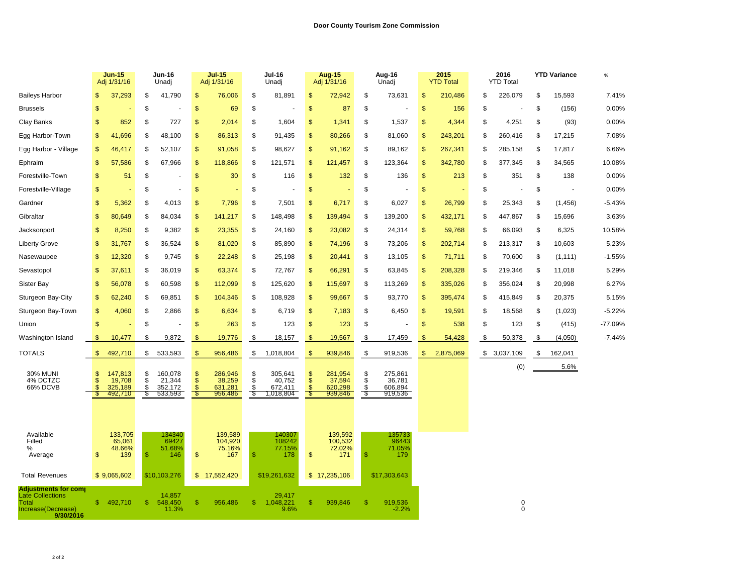**Door County Tourism Zone Commission**

| | Jun-15 Adj 1/31/16 | Jun-16 Unadj | Jul-15 Adj 1/31/16 | Jul-16 Unadj | Aug-15 Adj 1/31/16 | Aug-16 Unadj | 2015 YTD Total | 2016 YTD Total | YTD Variance | % |
|---|---|---|---|---|---|---|---|---|---|---|
| Baileys Harbor | $ 37,293 | $ 41,790 | $ 76,006 | $ 81,891 | $ 72,942 | $ 73,631 | $ 210,486 | $ 226,079 | $ 15,593 | 7.41% |
| Brussels | $ - | $ - | $ 69 | $ - | $ 87 | $ - | $ 156 | $ - | $ (156) | 0.00% |
| Clay Banks | $ 852 | $ 727 | $ 2,014 | $ 1,604 | $ 1,341 | $ 1,537 | $ 4,344 | $ 4,251 | $ (93) | 0.00% |
| Egg Harbor-Town | $ 41,696 | $ 48,100 | $ 86,313 | $ 91,435 | $ 80,266 | $ 81,060 | $ 243,201 | $ 260,416 | $ 17,215 | 7.08% |
| Egg Harbor - Village | $ 46,417 | $ 52,107 | $ 91,058 | $ 98,627 | $ 91,162 | $ 89,162 | $ 267,341 | $ 285,158 | $ 17,817 | 6.66% |
| Ephraim | $ 57,586 | $ 67,966 | $ 118,866 | $ 121,571 | $ 121,457 | $ 123,364 | $ 342,780 | $ 377,345 | $ 34,565 | 10.08% |
| Forestville-Town | $ 51 | $ - | $ 30 | $ 116 | $ 132 | $ 136 | $ 213 | $ 351 | $ 138 | 0.00% |
| Forestville-Village | $ - | $ - | $ - | $ - | $ - | $ - | $ - | $ - | $ - | 0.00% |
| Gardner | $ 5,362 | $ 4,013 | $ 7,796 | $ 7,501 | $ 6,717 | $ 6,027 | $ 26,799 | $ 25,343 | $ (1,456) | -5.43% |
| Gibraltar | $ 80,649 | $ 84,034 | $ 141,217 | $ 148,498 | $ 139,494 | $ 139,200 | $ 432,171 | $ 447,867 | $ 15,696 | 3.63% |
| Jacksonport | $ 8,250 | $ 9,382 | $ 23,355 | $ 24,160 | $ 23,082 | $ 24,314 | $ 59,768 | $ 66,093 | $ 6,325 | 10.58% |
| Liberty Grove | $ 31,767 | $ 36,524 | $ 81,020 | $ 85,890 | $ 74,196 | $ 73,206 | $ 202,714 | $ 213,317 | $ 10,603 | 5.23% |
| Nasewaupee | $ 12,320 | $ 9,745 | $ 22,248 | $ 25,198 | $ 20,441 | $ 13,105 | $ 71,711 | $ 70,600 | $ (1,111) | -1.55% |
| Sevastopol | $ 37,611 | $ 36,019 | $ 63,374 | $ 72,767 | $ 66,291 | $ 63,845 | $ 208,328 | $ 219,346 | $ 11,018 | 5.29% |
| Sister Bay | $ 56,078 | $ 60,598 | $ 112,099 | $ 125,620 | $ 115,697 | $ 113,269 | $ 335,026 | $ 356,024 | $ 20,998 | 6.27% |
| Sturgeon Bay-City | $ 62,240 | $ 69,851 | $ 104,346 | $ 108,928 | $ 99,667 | $ 93,770 | $ 395,474 | $ 415,849 | $ 20,375 | 5.15% |
| Sturgeon Bay-Town | $ 4,060 | $ 2,866 | $ 6,634 | $ 6,719 | $ 7,183 | $ 6,450 | $ 19,591 | $ 18,568 | $ (1,023) | -5.22% |
| Union | $ - | $ - | $ 263 | $ 123 | $ 123 | $ - | $ 538 | $ 123 | $ (415) | -77.09% |
| Washington Island | $ 10,477 | $ 9,872 | $ 19,776 | $ 18,157 | $ 19,567 | $ 17,459 | $ 54,428 | $ 50,378 | $ (4,050) | -7.44% |
| TOTALS | $ 492,710 | $ 533,593 | $ 956,486 | $ 1,018,804 | $ 939,846 | $ 919,536 | $ 2,875,069 | $ 3,037,109 | $ 162,041 | |
| | | | | | | | | (0) | 5.6% | |
| 30% MUNI | $ 147,813 | $ 160,078 | $ 286,946 | $ 305,641 | $ 281,954 | $ 275,861 | | | | |
| 4% DCTZC | $ 19,708 | $ 21,344 | $ 38,259 | $ 40,752 | $ 37,594 | $ 36,781 | | | | |
| 66% DCVB | $ 325,189 | $ 352,172 | $ 631,281 | $ 672,411 | $ 620,298 | $ 606,894 | | | | |
| | $ 492,710 | $ 533,593 | $ 956,486 | $ 1,018,804 | $ 939,846 | $ 919,536 | | | | |
| Available | 133,705 | 134340 | 139,589 | 140307 | 139,592 | 135733 | | | | |
| Filled | 65,061 | 69427 | 104,920 | 108242 | 100,532 | 96443 | | | | |
| % | 48.66% | 51.68% | 75.16% | 77.15% | 72.02% | 71.05% | | | | |
| Average | $ 139 | $ 146 | $ 167 | $ 178 | $ 171 | $ 179 | | | | |
| Total Revenues | $ 9,065,602 | $10,103,276 | $ 17,552,420 | $19,261,632 | $ 17,235,106 | $17,303,643 | | | | |
| **Adjustments for comp** | | | | | | | | | | |
| Late Collections | | 14,857 | | 29,417 | | | | | | |
| Total | $ 492,710 | $ 548,450 | $ 956,486 | $ 1,048,221 | $ 939,846 | $ 919,536 | | 0 | | |
| Increase(Decrease) | | 11.3% | | 9.6% | | -2.2% | | 0 | | |
| **9/30/2016** | | | | | | | | | | |